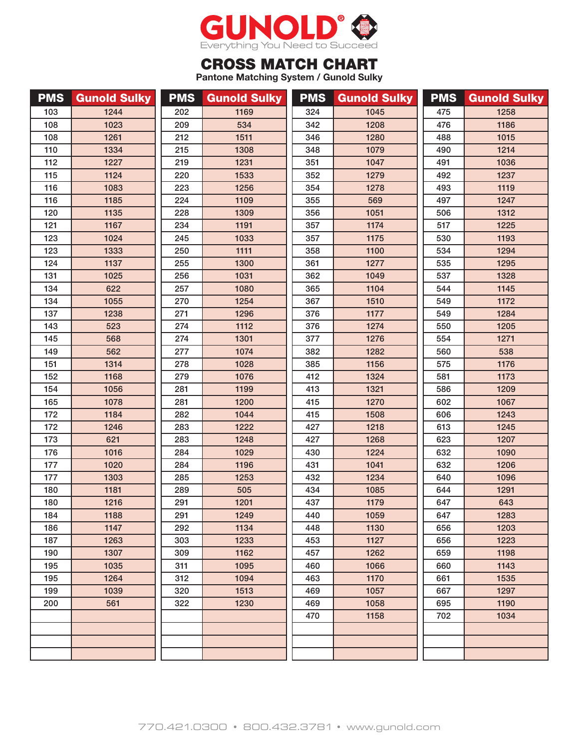# GUNOLD®

Everything You Need to Succeed

## CROSS MATCH CHART

**Pantone Matching System / Gunold Sulky**

| PMS | Gunold Sulky | PMS | Gunold Sulky | PMS | Gunold Sulky | PMS | Gunold Sulky |
|---|---|---|---|---|---|---|---|
| 103 | 1244 | 202 | 1169 | 324 | 1045 | 475 | 1258 |
| 108 | 1023 | 209 | 534 | 342 | 1208 | 476 | 1186 |
| 108 | 1261 | 212 | 1511 | 346 | 1280 | 488 | 1015 |
| 110 | 1334 | 215 | 1308 | 348 | 1079 | 490 | 1214 |
| 112 | 1227 | 219 | 1231 | 351 | 1047 | 491 | 1036 |
| 115 | 1124 | 220 | 1533 | 352 | 1279 | 492 | 1237 |
| 116 | 1083 | 223 | 1256 | 354 | 1278 | 493 | 1119 |
| 116 | 1185 | 224 | 1109 | 355 | 569 | 497 | 1247 |
| 120 | 1135 | 228 | 1309 | 356 | 1051 | 506 | 1312 |
| 121 | 1167 | 234 | 1191 | 357 | 1174 | 517 | 1225 |
| 123 | 1024 | 245 | 1033 | 357 | 1175 | 530 | 1193 |
| 123 | 1333 | 250 | 1111 | 358 | 1100 | 534 | 1294 |
| 124 | 1137 | 255 | 1300 | 361 | 1277 | 535 | 1295 |
| 131 | 1025 | 256 | 1031 | 362 | 1049 | 537 | 1328 |
| 134 | 622 | 257 | 1080 | 365 | 1104 | 544 | 1145 |
| 134 | 1055 | 270 | 1254 | 367 | 1510 | 549 | 1172 |
| 137 | 1238 | 271 | 1296 | 376 | 1177 | 549 | 1284 |
| 143 | 523 | 274 | 1112 | 376 | 1274 | 550 | 1205 |
| 145 | 568 | 274 | 1301 | 377 | 1276 | 554 | 1271 |
| 149 | 562 | 277 | 1074 | 382 | 1282 | 560 | 538 |
| 151 | 1314 | 278 | 1028 | 385 | 1156 | 575 | 1176 |
| 152 | 1168 | 279 | 1076 | 412 | 1324 | 581 | 1173 |
| 154 | 1056 | 281 | 1199 | 413 | 1321 | 586 | 1209 |
| 165 | 1078 | 281 | 1200 | 415 | 1270 | 602 | 1067 |
| 172 | 1184 | 282 | 1044 | 415 | 1508 | 606 | 1243 |
| 172 | 1246 | 283 | 1222 | 427 | 1218 | 613 | 1245 |
| 173 | 621 | 283 | 1248 | 427 | 1268 | 623 | 1207 |
| 176 | 1016 | 284 | 1029 | 430 | 1224 | 632 | 1090 |
| 177 | 1020 | 284 | 1196 | 431 | 1041 | 632 | 1206 |
| 177 | 1303 | 285 | 1253 | 432 | 1234 | 640 | 1096 |
| 180 | 1181 | 289 | 505 | 434 | 1085 | 644 | 1291 |
| 180 | 1216 | 291 | 1201 | 437 | 1179 | 647 | 643 |
| 184 | 1188 | 291 | 1249 | 440 | 1059 | 647 | 1283 |
| 186 | 1147 | 292 | 1134 | 448 | 1130 | 656 | 1203 |
| 187 | 1263 | 303 | 1233 | 453 | 1127 | 656 | 1223 |
| 190 | 1307 | 309 | 1162 | 457 | 1262 | 659 | 1198 |
| 195 | 1035 | 311 | 1095 | 460 | 1066 | 660 | 1143 |
| 195 | 1264 | 312 | 1094 | 463 | 1170 | 661 | 1535 |
| 199 | 1039 | 320 | 1513 | 469 | 1057 | 667 | 1297 |
| 200 | 561 | 322 | 1230 | 469 | 1058 | 695 | 1190 |
| | | | | 470 | 1158 | 702 | 1034 |

770.421.0300 • 800.432.3781 • www.gunold.com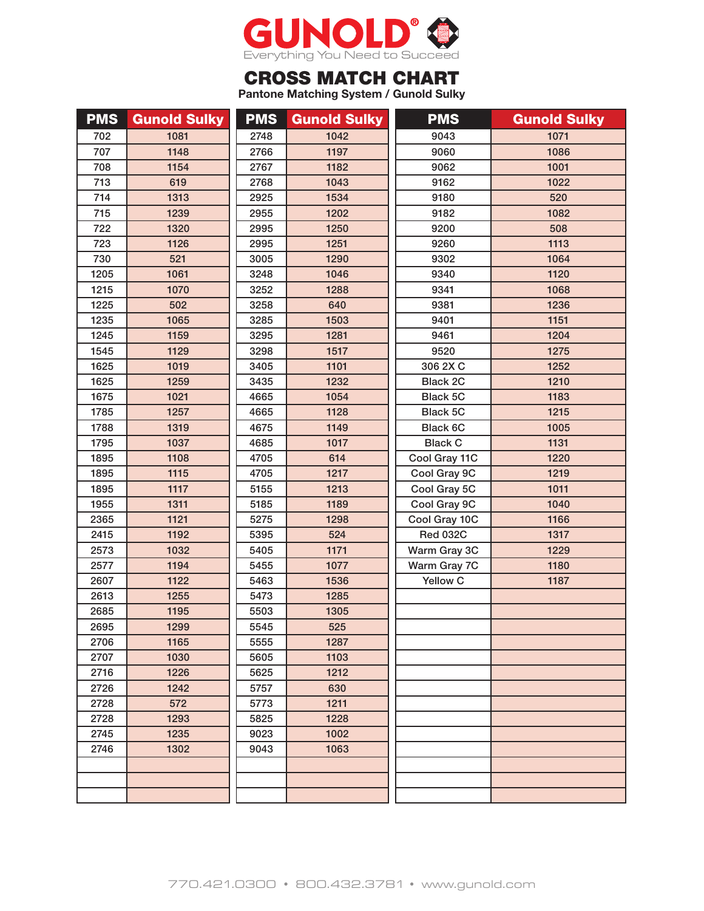# GUNOLD®

Everything You Need to Succeed

## CROSS MATCH CHART

**Pantone Matching System / Gunold Sulky**

| PMS | Gunold Sulky |
|---|---|
| 702 | 1081 |
| 707 | 1148 |
| 708 | 1154 |
| 713 | 619 |
| 714 | 1313 |
| 715 | 1239 |
| 722 | 1320 |
| 723 | 1126 |
| 730 | 521 |
| 1205 | 1061 |
| 1215 | 1070 |
| 1225 | 502 |
| 1235 | 1065 |
| 1245 | 1159 |
| 1545 | 1129 |
| 1625 | 1019 |
| 1625 | 1259 |
| 1675 | 1021 |
| 1785 | 1257 |
| 1788 | 1319 |
| 1795 | 1037 |
| 1895 | 1108 |
| 1895 | 1115 |
| 1895 | 1117 |
| 1955 | 1311 |
| 2365 | 1121 |
| 2415 | 1192 |
| 2573 | 1032 |
| 2577 | 1194 |
| 2607 | 1122 |
| 2613 | 1255 |
| 2685 | 1195 |
| 2695 | 1299 |
| 2706 | 1165 |
| 2707 | 1030 |
| 2716 | 1226 |
| 2726 | 1242 |
| 2728 | 572 |
| 2728 | 1293 |
| 2745 | 1235 |
| 2746 | 1302 |
| 2748 | 1042 |
| 2766 | 1197 |
| 2767 | 1182 |
| 2768 | 1043 |
| 2925 | 1534 |
| 2955 | 1202 |
| 2995 | 1250 |
| 2995 | 1251 |
| 3005 | 1290 |
| 3248 | 1046 |
| 3252 | 1288 |
| 3258 | 640 |
| 3285 | 1503 |
| 3295 | 1281 |
| 3298 | 1517 |
| 3405 | 1101 |
| 3435 | 1232 |
| 4665 | 1054 |
| 4665 | 1128 |
| 4675 | 1149 |
| 4685 | 1017 |
| 4705 | 614 |
| 4705 | 1217 |
| 5155 | 1213 |
| 5185 | 1189 |
| 5275 | 1298 |
| 5395 | 524 |
| 5405 | 1171 |
| 5455 | 1077 |
| 5463 | 1536 |
| 5473 | 1285 |
| 5503 | 1305 |
| 5545 | 525 |
| 5555 | 1287 |
| 5605 | 1103 |
| 5625 | 1212 |
| 5757 | 630 |
| 5773 | 1211 |
| 5825 | 1228 |
| 9023 | 1002 |
| 9043 | 1063 |
| 9043 | 1071 |
| 9060 | 1086 |
| 9062 | 1001 |
| 9162 | 1022 |
| 9180 | 520 |
| 9182 | 1082 |
| 9200 | 508 |
| 9260 | 1113 |
| 9302 | 1064 |
| 9340 | 1120 |
| 9341 | 1068 |
| 9381 | 1236 |
| 9401 | 1151 |
| 9461 | 1204 |
| 9520 | 1275 |
| 306 2X C | 1252 |
| Black 2C | 1210 |
| Black 5C | 1183 |
| Black 5C | 1215 |
| Black 6C | 1005 |
| Black C | 1131 |
| Cool Gray 11C | 1220 |
| Cool Gray 9C | 1219 |
| Cool Gray 5C | 1011 |
| Cool Gray 9C | 1040 |
| Cool Gray 10C | 1166 |
| Red 032C | 1317 |
| Warm Gray 3C | 1229 |
| Warm Gray 7C | 1180 |
| Yellow C | 1187 |

770.421.0300 • 800.432.3781 • www.gunold.com